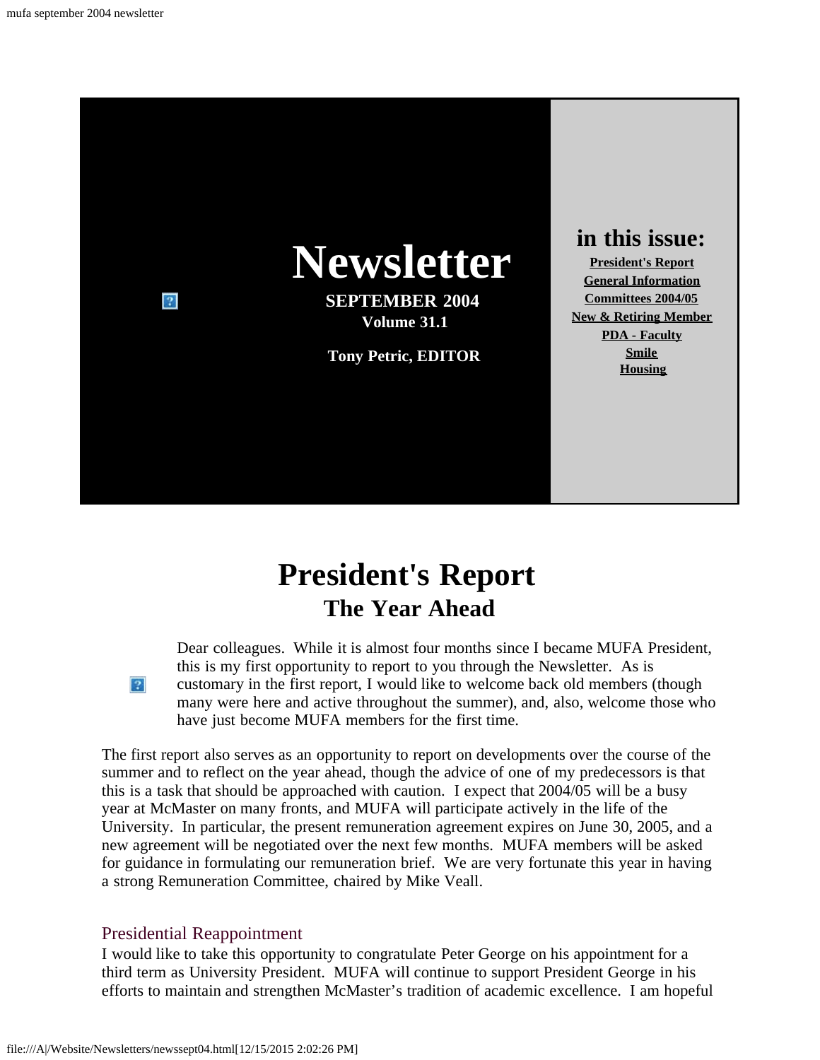# Newsletter

**SEPTEMBER 2004**
**Volume 31.1**

**Tony Petric, EDITOR**

## in this issue:

**President's Report**
**General Information**
**Committees 2004/05**
**New & Retiring Member**
**PDA - Faculty**
**Smile**
**Housing**

# President's Report

## The Year Ahead

Dear colleagues. While it is almost four months since I became MUFA President, this is my first opportunity to report to you through the Newsletter. As is customary in the first report, I would like to welcome back old members (though many were here and active throughout the summer), and, also, welcome those who have just become MUFA members for the first time.

The first report also serves as an opportunity to report on developments over the course of the summer and to reflect on the year ahead, though the advice of one of my predecessors is that this is a task that should be approached with caution. I expect that 2004/05 will be a busy year at McMaster on many fronts, and MUFA will participate actively in the life of the University. In particular, the present remuneration agreement expires on June 30, 2005, and a new agreement will be negotiated over the next few months. MUFA members will be asked for guidance in formulating our remuneration brief. We are very fortunate this year in having a strong Remuneration Committee, chaired by Mike Veall.

### Presidential Reappointment

I would like to take this opportunity to congratulate Peter George on his appointment for a third term as University President. MUFA will continue to support President George in his efforts to maintain and strengthen McMaster's tradition of academic excellence. I am hopeful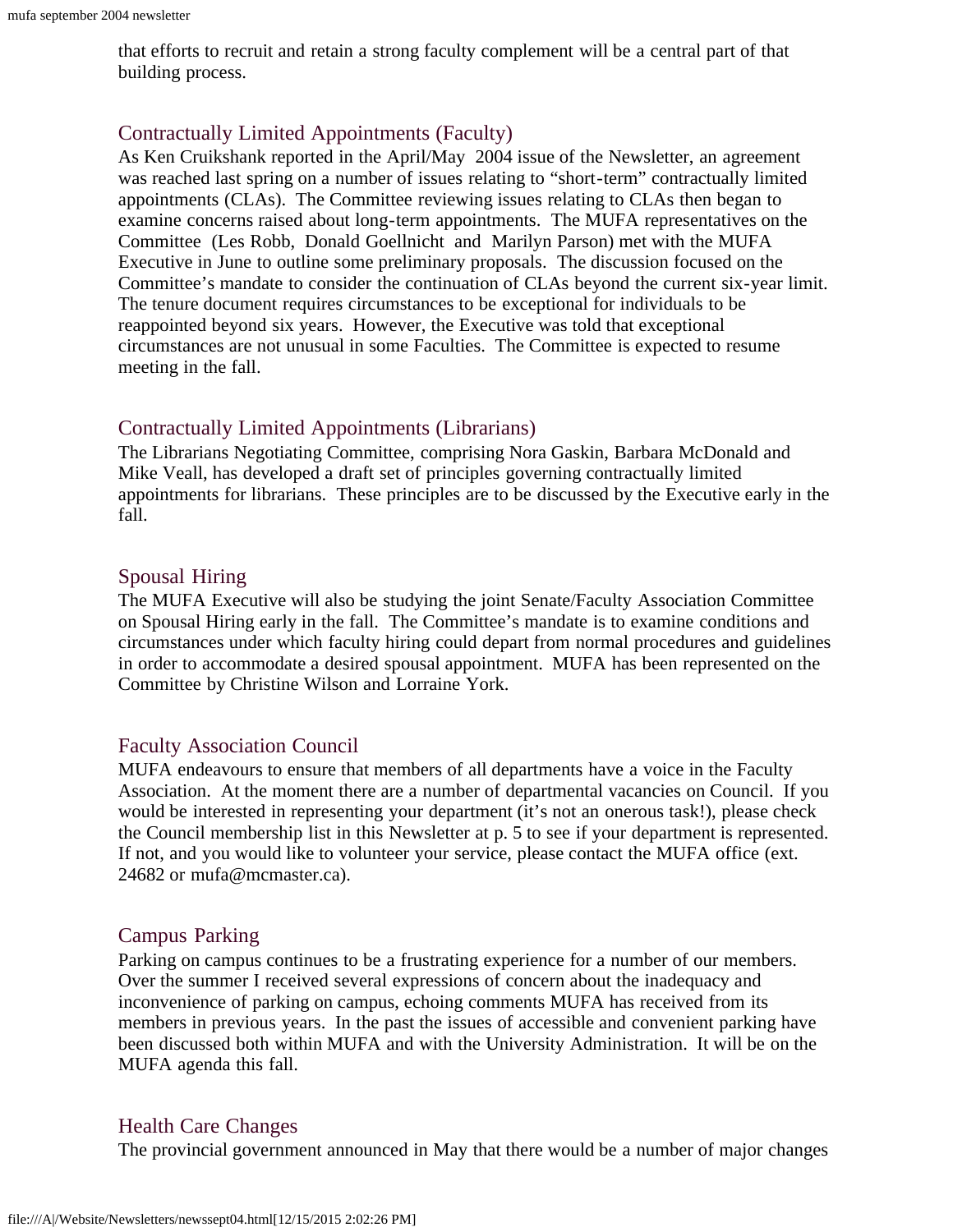that efforts to recruit and retain a strong faculty complement will be a central part of that building process.

## Contractually Limited Appointments (Faculty)

As Ken Cruikshank reported in the April/May 2004 issue of the Newsletter, an agreement was reached last spring on a number of issues relating to "short-term" contractually limited appointments (CLAs). The Committee reviewing issues relating to CLAs then began to examine concerns raised about long-term appointments. The MUFA representatives on the Committee (Les Robb, Donald Goellnicht and Marilyn Parson) met with the MUFA Executive in June to outline some preliminary proposals. The discussion focused on the Committee's mandate to consider the continuation of CLAs beyond the current six-year limit. The tenure document requires circumstances to be exceptional for individuals to be reappointed beyond six years. However, the Executive was told that exceptional circumstances are not unusual in some Faculties. The Committee is expected to resume meeting in the fall.

## Contractually Limited Appointments (Librarians)

The Librarians Negotiating Committee, comprising Nora Gaskin, Barbara McDonald and Mike Veall, has developed a draft set of principles governing contractually limited appointments for librarians. These principles are to be discussed by the Executive early in the fall.

## Spousal Hiring

The MUFA Executive will also be studying the joint Senate/Faculty Association Committee on Spousal Hiring early in the fall. The Committee's mandate is to examine conditions and circumstances under which faculty hiring could depart from normal procedures and guidelines in order to accommodate a desired spousal appointment. MUFA has been represented on the Committee by Christine Wilson and Lorraine York.

## Faculty Association Council

MUFA endeavours to ensure that members of all departments have a voice in the Faculty Association. At the moment there are a number of departmental vacancies on Council. If you would be interested in representing your department (it's not an onerous task!), please check the Council membership list in this Newsletter at p. 5 to see if your department is represented. If not, and you would like to volunteer your service, please contact the MUFA office (ext. 24682 or mufa@mcmaster.ca).

## Campus Parking

Parking on campus continues to be a frustrating experience for a number of our members. Over the summer I received several expressions of concern about the inadequacy and inconvenience of parking on campus, echoing comments MUFA has received from its members in previous years. In the past the issues of accessible and convenient parking have been discussed both within MUFA and with the University Administration. It will be on the MUFA agenda this fall.

## Health Care Changes

The provincial government announced in May that there would be a number of major changes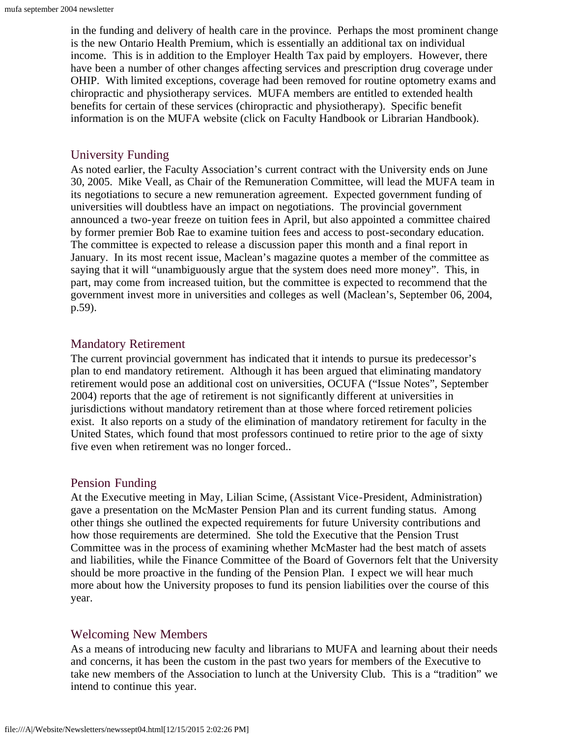in the funding and delivery of health care in the province. Perhaps the most prominent change is the new Ontario Health Premium, which is essentially an additional tax on individual income. This is in addition to the Employer Health Tax paid by employers. However, there have been a number of other changes affecting services and prescription drug coverage under OHIP. With limited exceptions, coverage had been removed for routine optometry exams and chiropractic and physiotherapy services. MUFA members are entitled to extended health benefits for certain of these services (chiropractic and physiotherapy). Specific benefit information is on the MUFA website (click on Faculty Handbook or Librarian Handbook).

## University Funding

As noted earlier, the Faculty Association's current contract with the University ends on June 30, 2005. Mike Veall, as Chair of the Remuneration Committee, will lead the MUFA team in its negotiations to secure a new remuneration agreement. Expected government funding of universities will doubtless have an impact on negotiations. The provincial government announced a two-year freeze on tuition fees in April, but also appointed a committee chaired by former premier Bob Rae to examine tuition fees and access to post-secondary education. The committee is expected to release a discussion paper this month and a final report in January. In its most recent issue, Maclean's magazine quotes a member of the committee as saying that it will "unambiguously argue that the system does need more money". This, in part, may come from increased tuition, but the committee is expected to recommend that the government invest more in universities and colleges as well (Maclean's, September 06, 2004, p.59).

## Mandatory Retirement

The current provincial government has indicated that it intends to pursue its predecessor's plan to end mandatory retirement. Although it has been argued that eliminating mandatory retirement would pose an additional cost on universities, OCUFA ("Issue Notes", September 2004) reports that the age of retirement is not significantly different at universities in jurisdictions without mandatory retirement than at those where forced retirement policies exist. It also reports on a study of the elimination of mandatory retirement for faculty in the United States, which found that most professors continued to retire prior to the age of sixty five even when retirement was no longer forced..

## Pension Funding

At the Executive meeting in May, Lilian Scime, (Assistant Vice-President, Administration) gave a presentation on the McMaster Pension Plan and its current funding status. Among other things she outlined the expected requirements for future University contributions and how those requirements are determined. She told the Executive that the Pension Trust Committee was in the process of examining whether McMaster had the best match of assets and liabilities, while the Finance Committee of the Board of Governors felt that the University should be more proactive in the funding of the Pension Plan. I expect we will hear much more about how the University proposes to fund its pension liabilities over the course of this year.

## Welcoming New Members

As a means of introducing new faculty and librarians to MUFA and learning about their needs and concerns, it has been the custom in the past two years for members of the Executive to take new members of the Association to lunch at the University Club. This is a "tradition" we intend to continue this year.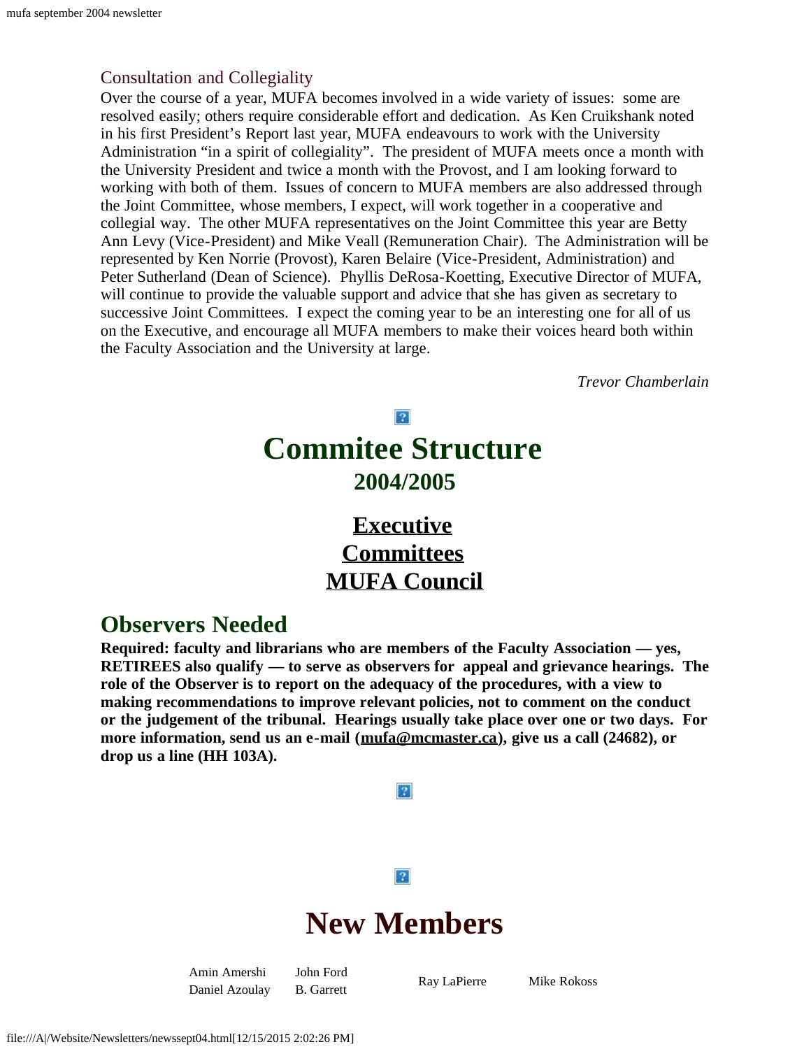### Consultation and Collegiality

Over the course of a year, MUFA becomes involved in a wide variety of issues: some are resolved easily; others require considerable effort and dedication. As Ken Cruikshank noted in his first President's Report last year, MUFA endeavours to work with the University Administration "in a spirit of collegiality". The president of MUFA meets once a month with the University President and twice a month with the Provost, and I am looking forward to working with both of them. Issues of concern to MUFA members are also addressed through the Joint Committee, whose members, I expect, will work together in a cooperative and collegial way. The other MUFA representatives on the Joint Committee this year are Betty Ann Levy (Vice-President) and Mike Veall (Remuneration Chair). The Administration will be represented by Ken Norrie (Provost), Karen Belaire (Vice-President, Administration) and Peter Sutherland (Dean of Science). Phyllis DeRosa-Koetting, Executive Director of MUFA, will continue to provide the valuable support and advice that she has given as secretary to successive Joint Committees. I expect the coming year to be an interesting one for all of us on the Executive, and encourage all MUFA members to make their voices heard both within the Faculty Association and the University at large.

*Trevor Chamberlain*

# Commitee Structure

## 2004/2005

## Executive
## Committees
## MUFA Council

## Observers Needed

**Required: faculty and librarians who are members of the Faculty Association — yes, RETIREES also qualify — to serve as observers for appeal and grievance hearings. The role of the Observer is to report on the adequacy of the procedures, with a view to making recommendations to improve relevant policies, not to comment on the conduct or the judgement of the tribunal. Hearings usually take place over one or two days. For more information, send us an e-mail (mufa@mcmaster.ca), give us a call (24682), or drop us a line (HH 103A).**

# New Members

| | | | |
|---|---|---|---|
| Amin Amershi | John Ford | Ray LaPierre | Mike Rokoss |
| Daniel Azoulay | B. Garrett | | |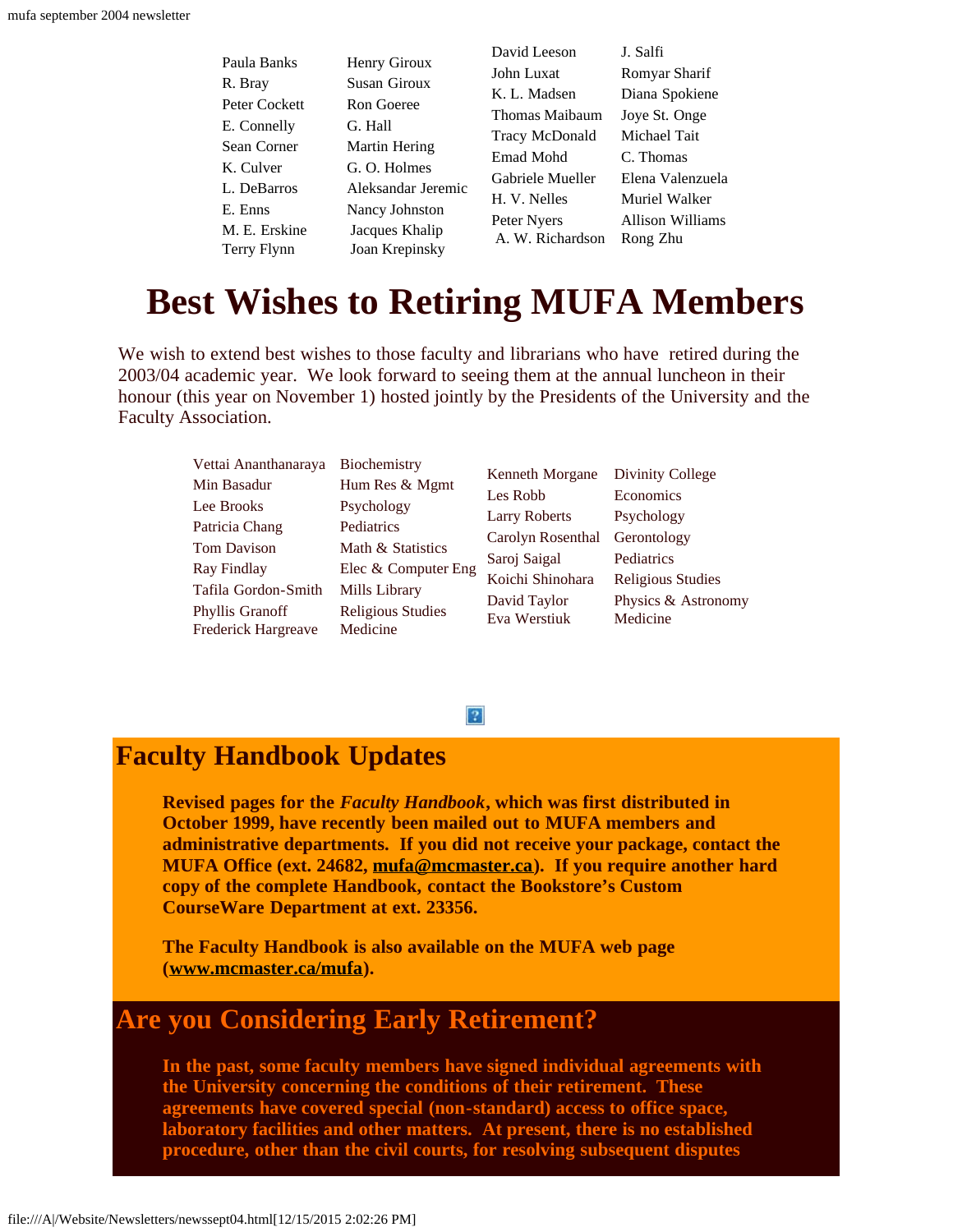Paula Banks
R. Bray
Peter Cockett
E. Connelly
Sean Corner
K. Culver
L. DeBarros
E. Enns
M. E. Erskine
Terry Flynn
Henry Giroux
Susan Giroux
Ron Goeree
G. Hall
Martin Hering
G. O. Holmes
Aleksandar Jeremic
Nancy Johnston
Jacques Khalip
Joan Krepinsky
David Leeson
John Luxat
K. L. Madsen
Thomas Maibaum
Tracy McDonald
Emad Mohd
Gabriele Mueller
H. V. Nelles
Peter Nyers
A. W. Richardson
J. Salfi
Romyar Sharif
Diana Spokiene
Joye St. Onge
Michael Tait
C. Thomas
Elena Valenzuela
Muriel Walker
Allison Williams
Rong Zhu

# Best Wishes to Retiring MUFA Members

We wish to extend best wishes to those faculty and librarians who have retired during the 2003/04 academic year. We look forward to seeing them at the annual luncheon in their honour (this year on November 1) hosted jointly by the Presidents of the University and the Faculty Association.

| Name | Department |
|---|---|
| Vettai Ananthanarayan | Biochemistry |
| Min Basadur | Hum Res & Mgmt |
| Lee Brooks | Psychology |
| Patricia Chang | Pediatrics |
| Tom Davison | Math & Statistics |
| Ray Findlay | Elec & Computer Eng |
| Tafila Gordon-Smith | Mills Library |
| Phyllis Granoff | Religious Studies |
| Frederick Hargreave | Medicine |
| Kenneth Morgane | Divinity College |
| Les Robb | Economics |
| Larry Roberts | Psychology |
| Carolyn Rosenthal | Gerontology |
| Saroj Saigal | Pediatrics |
| Koichi Shinohara | Religious Studies |
| David Taylor | Physics & Astronomy |
| Eva Werstiuk | Medicine |

## Faculty Handbook Updates

**Revised pages for the *Faculty Handbook*, which was first distributed in October 1999, have recently been mailed out to MUFA members and administrative departments. If you did not receive your package, contact the MUFA Office (ext. 24682, mufa@mcmaster.ca). If you require another hard copy of the complete Handbook, contact the Bookstore's Custom CourseWare Department at ext. 23356.**

**The Faculty Handbook is also available on the MUFA web page (www.mcmaster.ca/mufa).**

## Are you Considering Early Retirement?

**In the past, some faculty members have signed individual agreements with the University concerning the conditions of their retirement. These agreements have covered special (non-standard) access to office space, laboratory facilities and other matters. At present, there is no established procedure, other than the civil courts, for resolving subsequent disputes**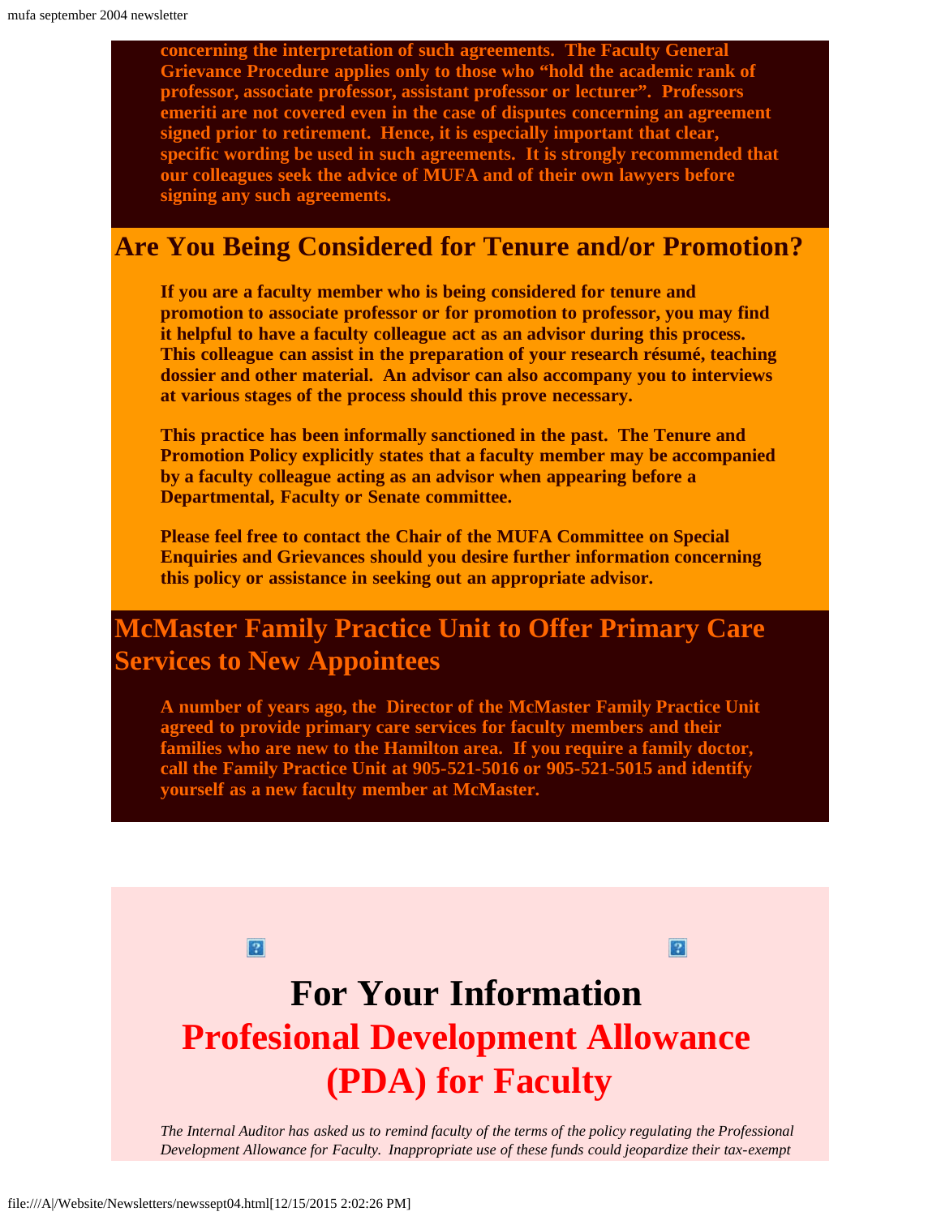**concerning the interpretation of such agreements. The Faculty General Grievance Procedure applies only to those who "hold the academic rank of professor, associate professor, assistant professor or lecturer". Professors emeriti are not covered even in the case of disputes concerning an agreement signed prior to retirement. Hence, it is especially important that clear, specific wording be used in such agreements. It is strongly recommended that our colleagues seek the advice of MUFA and of their own lawyers before signing any such agreements.**

## Are You Being Considered for Tenure and/or Promotion?

**If you are a faculty member who is being considered for tenure and promotion to associate professor or for promotion to professor, you may find it helpful to have a faculty colleague act as an advisor during this process. This colleague can assist in the preparation of your research résumé, teaching dossier and other material. An advisor can also accompany you to interviews at various stages of the process should this prove necessary.**

**This practice has been informally sanctioned in the past. The Tenure and Promotion Policy explicitly states that a faculty member may be accompanied by a faculty colleague acting as an advisor when appearing before a Departmental, Faculty or Senate committee.**

**Please feel free to contact the Chair of the MUFA Committee on Special Enquiries and Grievances should you desire further information concerning this policy or assistance in seeking out an appropriate advisor.**

## McMaster Family Practice Unit to Offer Primary Care Services to New Appointees

**A number of years ago, the Director of the McMaster Family Practice Unit agreed to provide primary care services for faculty members and their families who are new to the Hamilton area. If you require a family doctor, call the Family Practice Unit at 905-521-5016 or 905-521-5015 and identify yourself as a new faculty member at McMaster.**

# For Your Information

# Profesional Development Allowance (PDA) for Faculty

*The Internal Auditor has asked us to remind faculty of the terms of the policy regulating the Professional Development Allowance for Faculty. Inappropriate use of these funds could jeopardize their tax-exempt*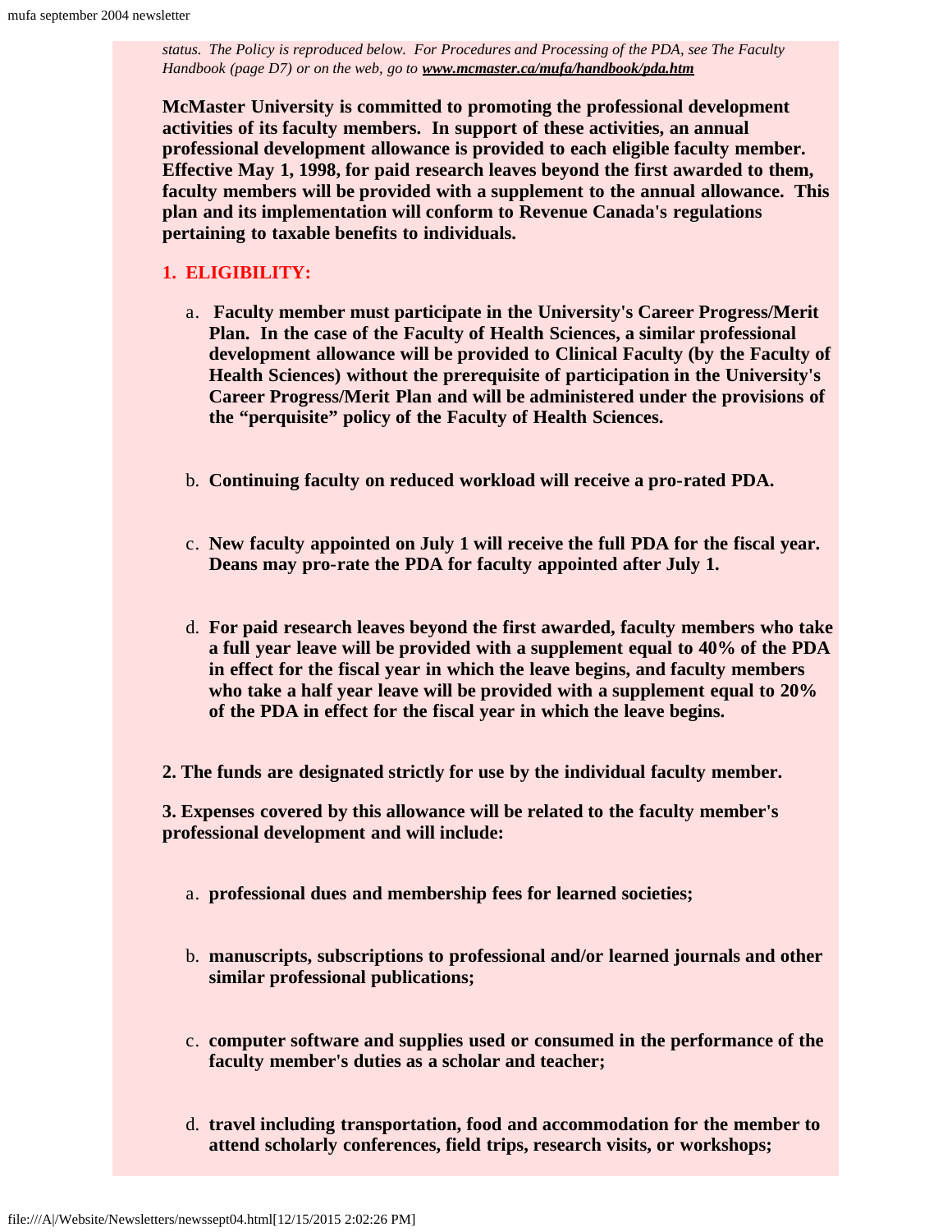*status. The Policy is reproduced below. For Procedures and Processing of the PDA, see The Faculty Handbook (page D7) or on the web, go to* ***www.mcmaster.ca/mufa/handbook/pda.htm***

**McMaster University is committed to promoting the professional development activities of its faculty members. In support of these activities, an annual professional development allowance is provided to each eligible faculty member. Effective May 1, 1998, for paid research leaves beyond the first awarded to them, faculty members will be provided with a supplement to the annual allowance. This plan and its implementation will conform to Revenue Canada's regulations pertaining to taxable benefits to individuals.**

**1. ELIGIBILITY:**

a. **Faculty member must participate in the University's Career Progress/Merit Plan. In the case of the Faculty of Health Sciences, a similar professional development allowance will be provided to Clinical Faculty (by the Faculty of Health Sciences) without the prerequisite of participation in the University's Career Progress/Merit Plan and will be administered under the provisions of the "perquisite" policy of the Faculty of Health Sciences.**

b. **Continuing faculty on reduced workload will receive a pro-rated PDA.**

c. **New faculty appointed on July 1 will receive the full PDA for the fiscal year. Deans may pro-rate the PDA for faculty appointed after July 1.**

d. **For paid research leaves beyond the first awarded, faculty members who take a full year leave will be provided with a supplement equal to 40% of the PDA in effect for the fiscal year in which the leave begins, and faculty members who take a half year leave will be provided with a supplement equal to 20% of the PDA in effect for the fiscal year in which the leave begins.**

**2. The funds are designated strictly for use by the individual faculty member.**

**3. Expenses covered by this allowance will be related to the faculty member's professional development and will include:**

a. **professional dues and membership fees for learned societies;**

b. **manuscripts, subscriptions to professional and/or learned journals and other similar professional publications;**

c. **computer software and supplies used or consumed in the performance of the faculty member's duties as a scholar and teacher;**

d. **travel including transportation, food and accommodation for the member to attend scholarly conferences, field trips, research visits, or workshops;**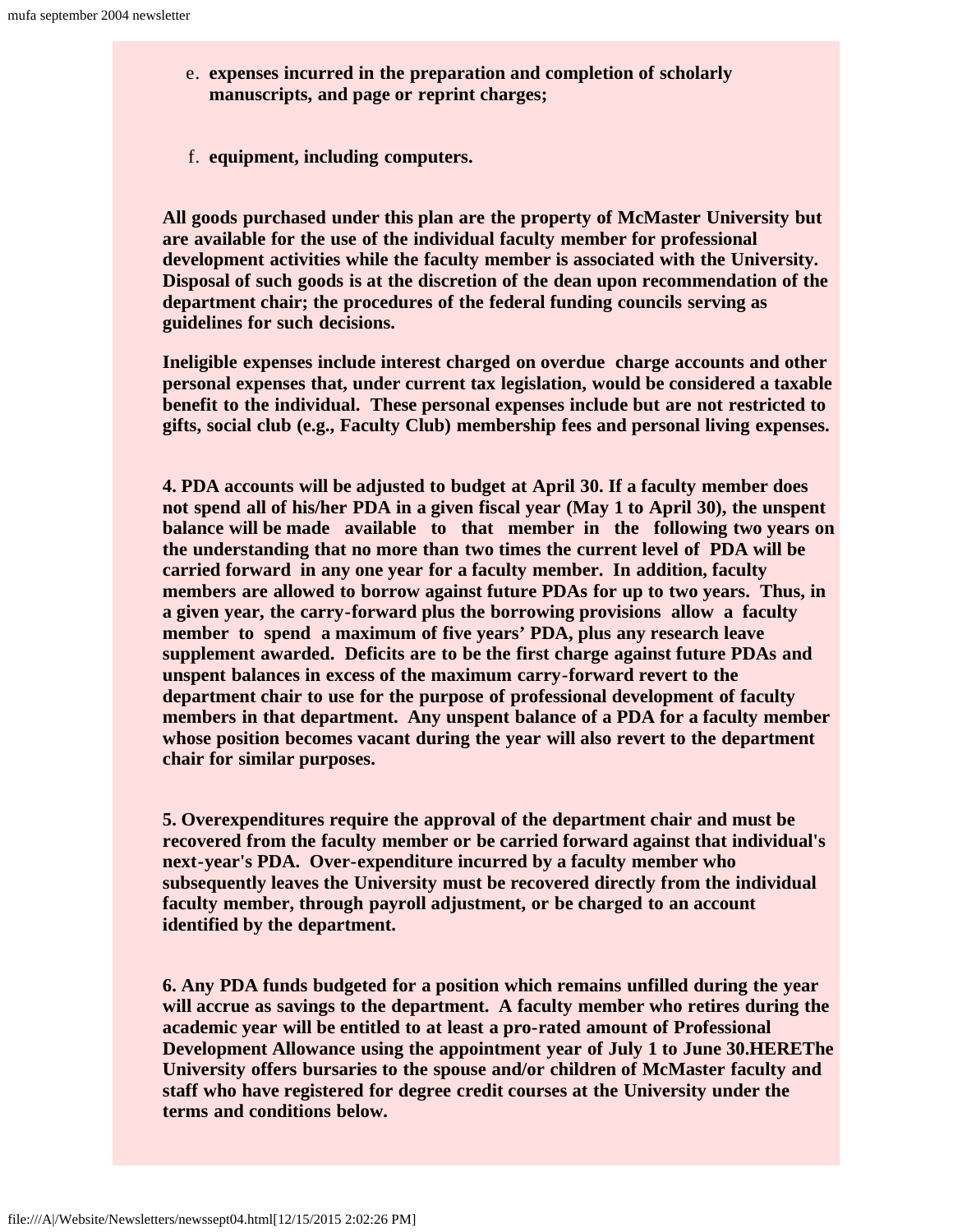e. **expenses incurred in the preparation and completion of scholarly manuscripts, and page or reprint charges;**

f. **equipment, including computers.**

**All goods purchased under this plan are the property of McMaster University but are available for the use of the individual faculty member for professional development activities while the faculty member is associated with the University. Disposal of such goods is at the discretion of the dean upon recommendation of the department chair; the procedures of the federal funding councils serving as guidelines for such decisions.**

**Ineligible expenses include interest charged on overdue charge accounts and other personal expenses that, under current tax legislation, would be considered a taxable benefit to the individual. These personal expenses include but are not restricted to gifts, social club (e.g., Faculty Club) membership fees and personal living expenses.**

**4. PDA accounts will be adjusted to budget at April 30. If a faculty member does not spend all of his/her PDA in a given fiscal year (May 1 to April 30), the unspent balance will be made available to that member in the following two years on the understanding that no more than two times the current level of PDA will be carried forward in any one year for a faculty member. In addition, faculty members are allowed to borrow against future PDAs for up to two years. Thus, in a given year, the carry-forward plus the borrowing provisions allow a faculty member to spend a maximum of five years' PDA, plus any research leave supplement awarded. Deficits are to be the first charge against future PDAs and unspent balances in excess of the maximum carry-forward revert to the department chair to use for the purpose of professional development of faculty members in that department. Any unspent balance of a PDA for a faculty member whose position becomes vacant during the year will also revert to the department chair for similar purposes.**

**5. Overexpenditures require the approval of the department chair and must be recovered from the faculty member or be carried forward against that individual's next-year's PDA. Over-expenditure incurred by a faculty member who subsequently leaves the University must be recovered directly from the individual faculty member, through payroll adjustment, or be charged to an account identified by the department.**

**6. Any PDA funds budgeted for a position which remains unfilled during the year will accrue as savings to the department. A faculty member who retires during the academic year will be entitled to at least a pro-rated amount of Professional Development Allowance using the appointment year of July 1 to June 30.HEREThe University offers bursaries to the spouse and/or children of McMaster faculty and staff who have registered for degree credit courses at the University under the terms and conditions below.**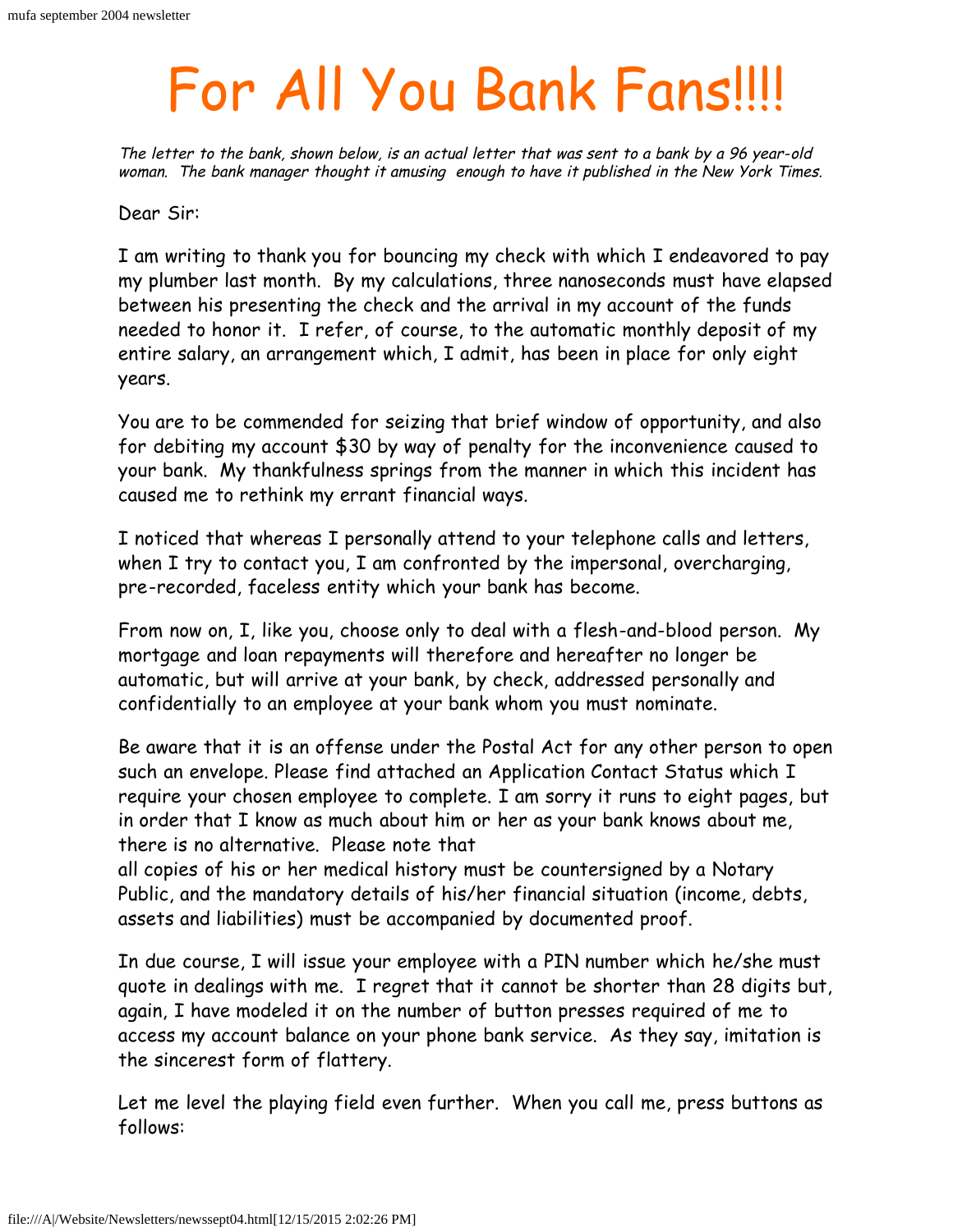# For All You Bank Fans!!!!

*The letter to the bank, shown below, is an actual letter that was sent to a bank by a 96 year-old woman. The bank manager thought it amusing enough to have it published in the New York Times.*

Dear Sir:

I am writing to thank you for bouncing my check with which I endeavored to pay my plumber last month. By my calculations, three nanoseconds must have elapsed between his presenting the check and the arrival in my account of the funds needed to honor it. I refer, of course, to the automatic monthly deposit of my entire salary, an arrangement which, I admit, has been in place for only eight years.

You are to be commended for seizing that brief window of opportunity, and also for debiting my account $30 by way of penalty for the inconvenience caused to your bank. My thankfulness springs from the manner in which this incident has caused me to rethink my errant financial ways.

I noticed that whereas I personally attend to your telephone calls and letters, when I try to contact you, I am confronted by the impersonal, overcharging, pre-recorded, faceless entity which your bank has become.

From now on, I, like you, choose only to deal with a flesh-and-blood person. My mortgage and loan repayments will therefore and hereafter no longer be automatic, but will arrive at your bank, by check, addressed personally and confidentially to an employee at your bank whom you must nominate.

Be aware that it is an offense under the Postal Act for any other person to open such an envelope. Please find attached an Application Contact Status which I require your chosen employee to complete. I am sorry it runs to eight pages, but in order that I know as much about him or her as your bank knows about me, there is no alternative. Please note that all copies of his or her medical history must be countersigned by a Notary Public, and the mandatory details of his/her financial situation (income, debts, assets and liabilities) must be accompanied by documented proof.

In due course, I will issue your employee with a PIN number which he/she must quote in dealings with me. I regret that it cannot be shorter than 28 digits but, again, I have modeled it on the number of button presses required of me to access my account balance on your phone bank service. As they say, imitation is the sincerest form of flattery.

Let me level the playing field even further. When you call me, press buttons as follows: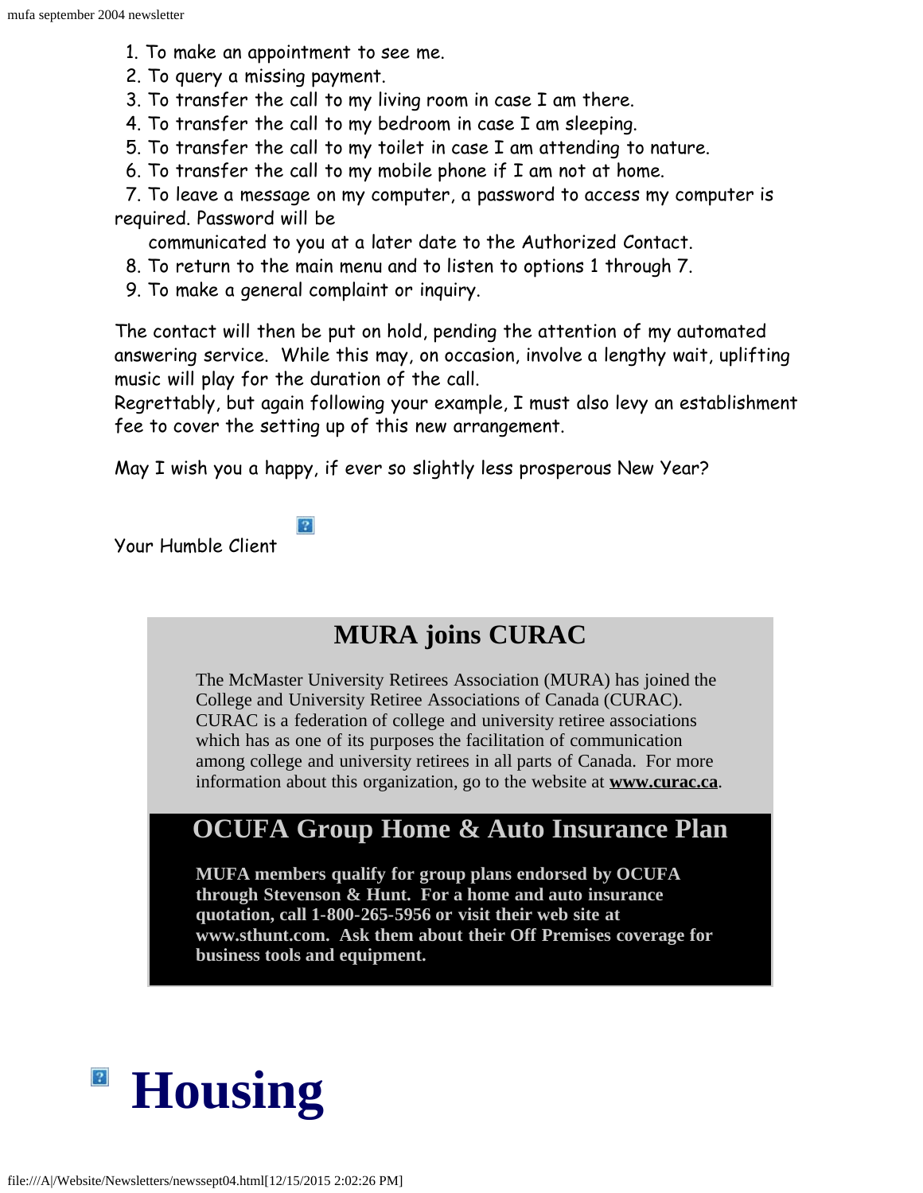1. To make an appointment to see me.
2. To query a missing payment.
3. To transfer the call to my living room in case I am there.
4. To transfer the call to my bedroom in case I am sleeping.
5. To transfer the call to my toilet in case I am attending to nature.
6. To transfer the call to my mobile phone if I am not at home.
7. To leave a message on my computer, a password to access my computer is required. Password will be communicated to you at a later date to the Authorized Contact.
8. To return to the main menu and to listen to options 1 through 7.
9. To make a general complaint or inquiry.

The contact will then be put on hold, pending the attention of my automated answering service. While this may, on occasion, involve a lengthy wait, uplifting music will play for the duration of the call.
Regrettably, but again following your example, I must also levy an establishment fee to cover the setting up of this new arrangement.

May I wish you a happy, if ever so slightly less prosperous New Year?

Your Humble Client

## MURA joins CURAC

The McMaster University Retirees Association (MURA) has joined the College and University Retiree Associations of Canada (CURAC). CURAC is a federation of college and university retiree associations which has as one of its purposes the facilitation of communication among college and university retirees in all parts of Canada. For more information about this organization, go to the website at **www.curac.ca**.

## OCUFA Group Home & Auto Insurance Plan

**MUFA members qualify for group plans endorsed by OCUFA through Stevenson & Hunt. For a home and auto insurance quotation, call 1-800-265-5956 or visit their web site at www.sthunt.com. Ask them about their Off Premises coverage for business tools and equipment.**

# Housing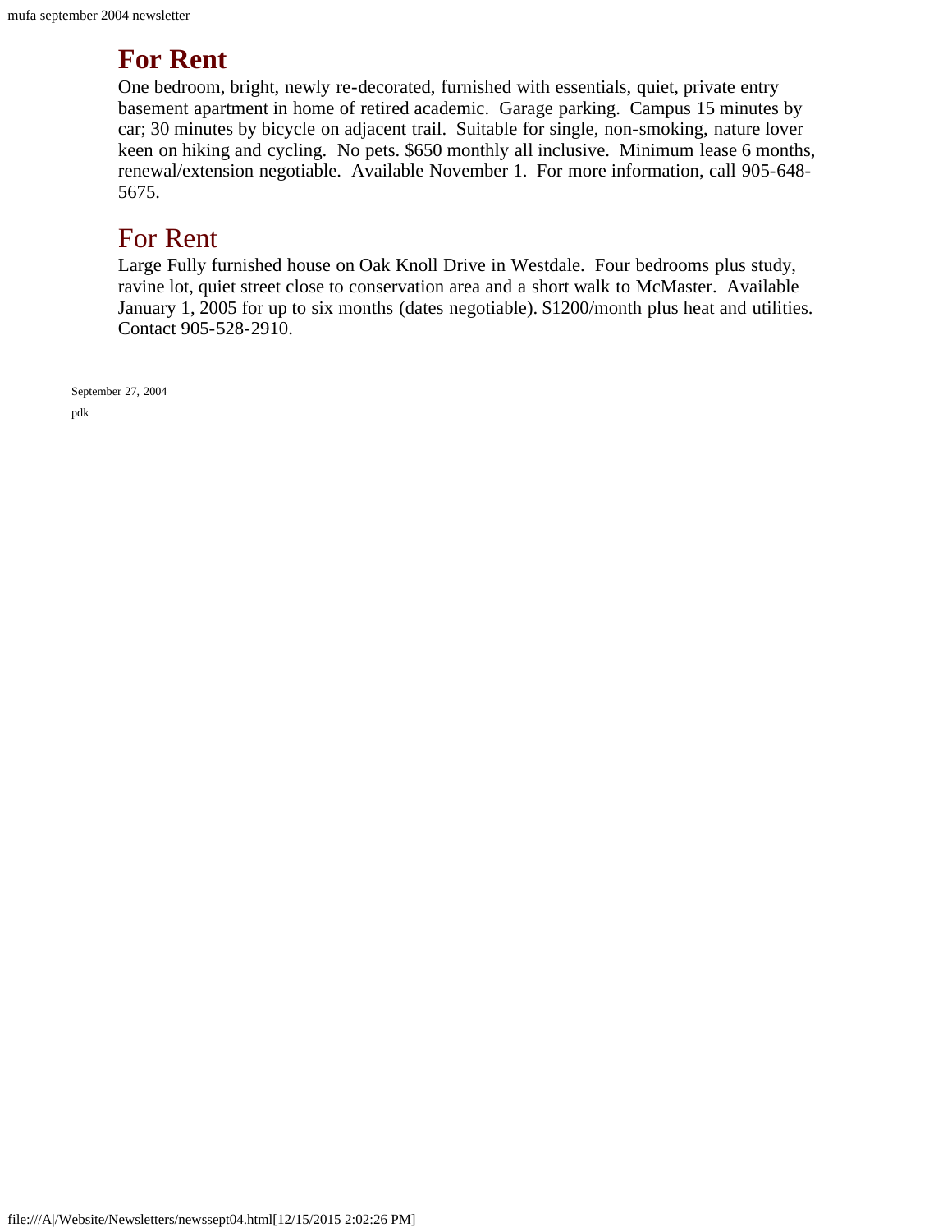## **For Rent**

One bedroom, bright, newly re-decorated, furnished with essentials, quiet, private entry basement apartment in home of retired academic. Garage parking. Campus 15 minutes by car; 30 minutes by bicycle on adjacent trail. Suitable for single, non-smoking, nature lover keen on hiking and cycling. No pets. $650 monthly all inclusive. Minimum lease 6 months, renewal/extension negotiable. Available November 1. For more information, call 905-648-5675.

## For Rent

Large Fully furnished house on Oak Knoll Drive in Westdale. Four bedrooms plus study, ravine lot, quiet street close to conservation area and a short walk to McMaster. Available January 1, 2005 for up to six months (dates negotiable). $1200/month plus heat and utilities. Contact 905-528-2910.

September 27, 2004

pdk